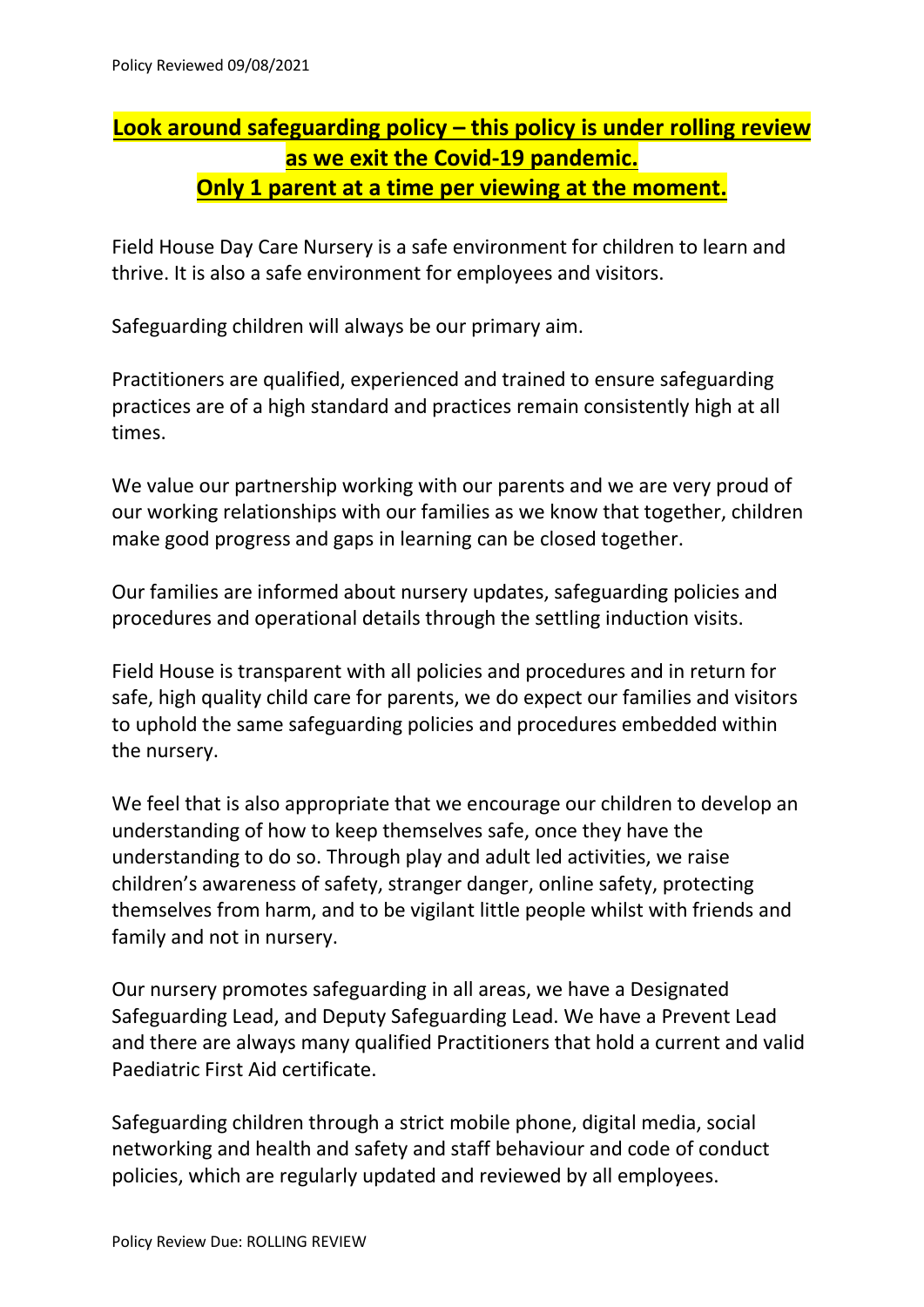Policy Reviewed 09/08/2021

# Look around safeguarding policy – this policy is under rolling review as we exit the Covid-19 pandemic. Only 1 parent at a time per viewing at the moment.

Field House Day Care Nursery is a safe environment for children to learn and thrive. It is also a safe environment for employees and visitors.

Safeguarding children will always be our primary aim.

Practitioners are qualified, experienced and trained to ensure safeguarding practices are of a high standard and practices remain consistently high at all times.

We value our partnership working with our parents and we are very proud of our working relationships with our families as we know that together, children make good progress and gaps in learning can be closed together.

Our families are informed about nursery updates, safeguarding policies and procedures and operational details through the settling induction visits.

Field House is transparent with all policies and procedures and in return for safe, high quality child care for parents, we do expect our families and visitors to uphold the same safeguarding policies and procedures embedded within the nursery.

We feel that is also appropriate that we encourage our children to develop an understanding of how to keep themselves safe, once they have the understanding to do so. Through play and adult led activities, we raise children's awareness of safety, stranger danger, online safety, protecting themselves from harm, and to be vigilant little people whilst with friends and family and not in nursery.

Our nursery promotes safeguarding in all areas, we have a Designated Safeguarding Lead, and Deputy Safeguarding Lead. We have a Prevent Lead and there are always many qualified Practitioners that hold a current and valid Paediatric First Aid certificate.

Safeguarding children through a strict mobile phone, digital media, social networking and health and safety and staff behaviour and code of conduct policies, which are regularly updated and reviewed by all employees.

Policy Review Due: ROLLING REVIEW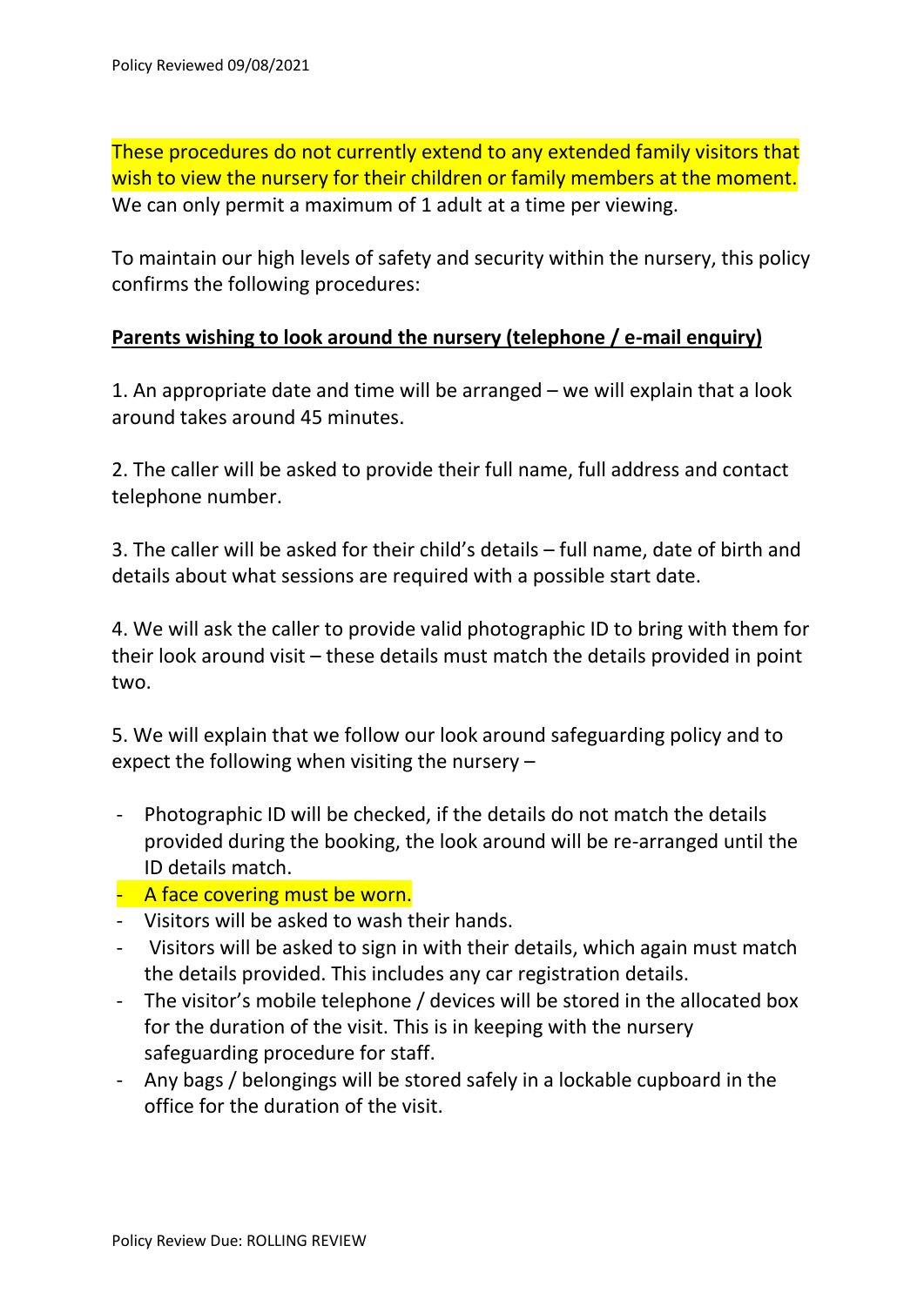These procedures do not currently extend to any extended family visitors that wish to view the nursery for their children or family members at the moment. We can only permit a maximum of 1 adult at a time per viewing.

To maintain our high levels of safety and security within the nursery, this policy confirms the following procedures:

**Parents wishing to look around the nursery (telephone / e-mail enquiry)**

1. An appropriate date and time will be arranged – we will explain that a look around takes around 45 minutes.

2. The caller will be asked to provide their full name, full address and contact telephone number.

3. The caller will be asked for their child's details – full name, date of birth and details about what sessions are required with a possible start date.

4. We will ask the caller to provide valid photographic ID to bring with them for their look around visit – these details must match the details provided in point two.

5. We will explain that we follow our look around safeguarding policy and to expect the following when visiting the nursery –

- Photographic ID will be checked, if the details do not match the details provided during the booking, the look around will be re-arranged until the ID details match.
- A face covering must be worn.
- Visitors will be asked to wash their hands.
- Visitors will be asked to sign in with their details, which again must match the details provided. This includes any car registration details.
- The visitor's mobile telephone / devices will be stored in the allocated box for the duration of the visit. This is in keeping with the nursery safeguarding procedure for staff.
- Any bags / belongings will be stored safely in a lockable cupboard in the office for the duration of the visit.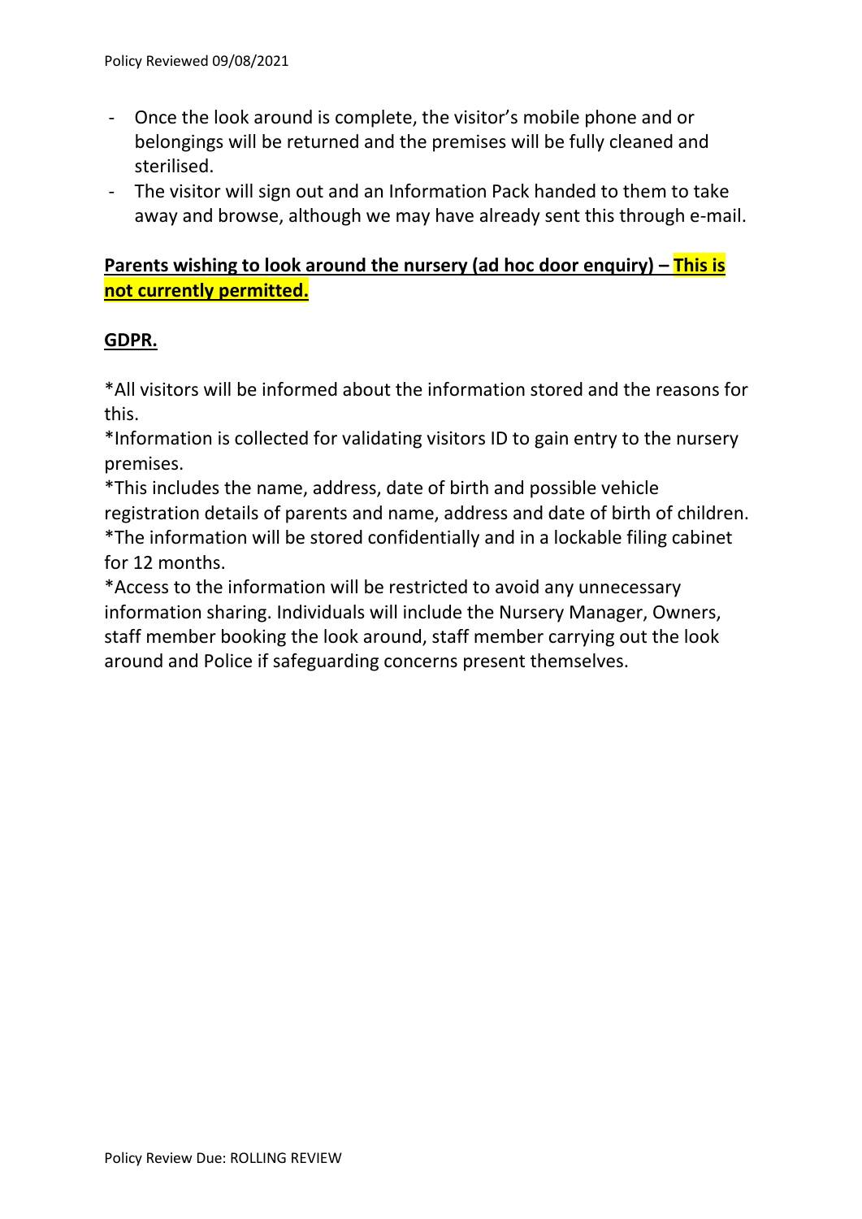- Once the look around is complete, the visitor's mobile phone and or belongings will be returned and the premises will be fully cleaned and sterilised.
- The visitor will sign out and an Information Pack handed to them to take away and browse, although we may have already sent this through e-mail.

**Parents wishing to look around the nursery (ad hoc door enquiry) – This is not currently permitted.**

**GDPR.**

*All visitors will be informed about the information stored and the reasons for this.
*Information is collected for validating visitors ID to gain entry to the nursery premises.
*This includes the name, address, date of birth and possible vehicle registration details of parents and name, address and date of birth of children.
*The information will be stored confidentially and in a lockable filing cabinet for 12 months.
*Access to the information will be restricted to avoid any unnecessary information sharing. Individuals will include the Nursery Manager, Owners, staff member booking the look around, staff member carrying out the look around and Police if safeguarding concerns present themselves.